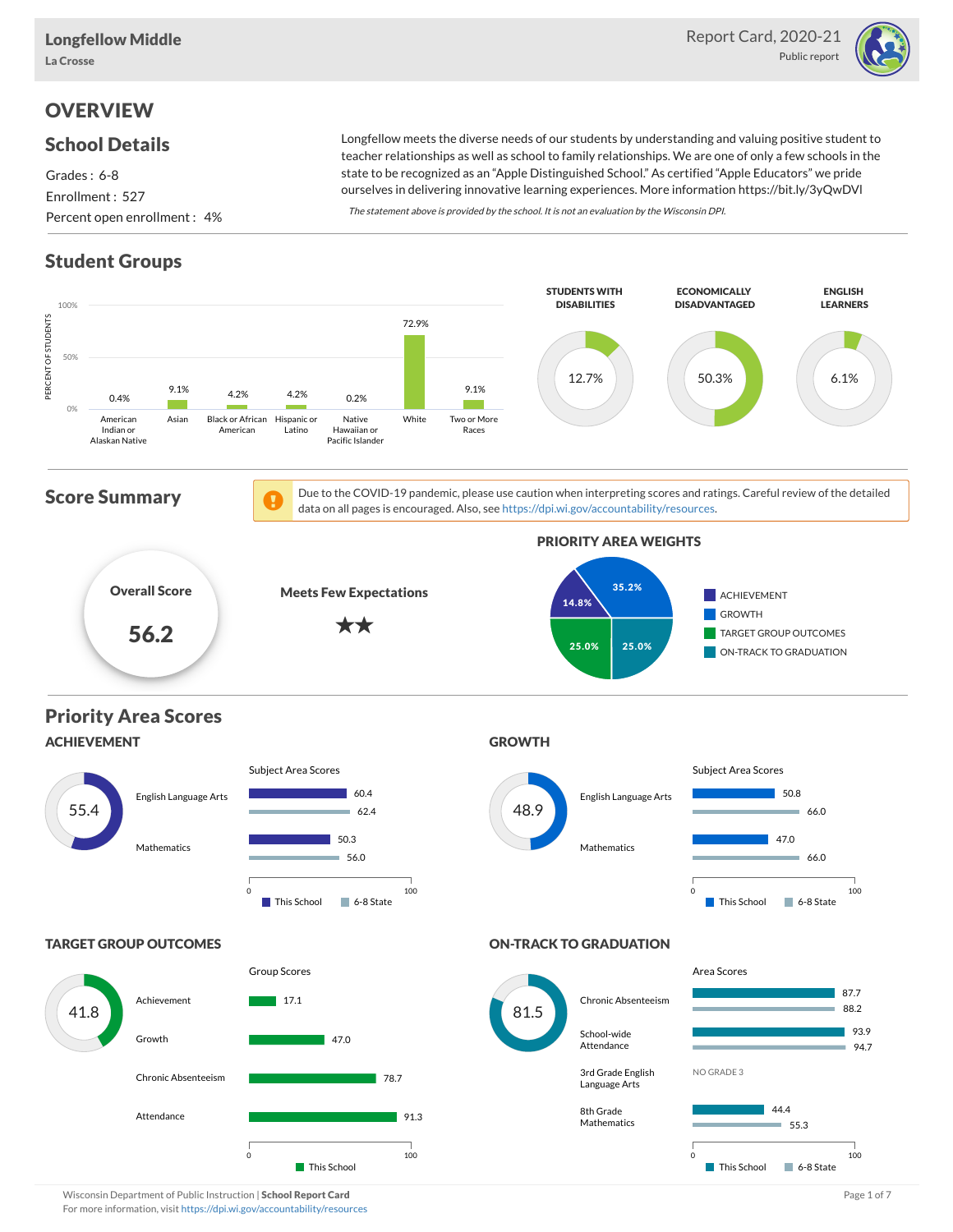# Longfellow Middle

La Crosse

Report Card, 2020-21

Public report

## OVERVIEW

### School Details

Grades : 6-8

Enrollment : 527

Percent open enrollment : 4%

Longfellow meets the diverse needs of our students by understanding and valuing positive student to teacher relationships as well as school to family relationships. We are one of only a few schools in the state to be recognized as an "Apple Distinguished School." As certified "Apple Educators" we pride ourselves in delivering innovative learning experiences. More information https://bit.ly/3yQwDVI

*The statement above is provided by the school. It is not an evaluation by the Wisconsin DPI.*

### Student Groups

| Group | Percent of Students |
|---|---|
| American Indian or Alaskan Native | 0.4% |
| Asian | 9.1% |
| Black or African American | 4.2% |
| Hispanic or Latino | 4.2% |
| Native Hawaiian or Pacific Islander | 0.2% |
| White | 72.9% |
| Two or More Races | 9.1% |

| STUDENTS WITH DISABILITIES | ECONOMICALLY DISADVANTAGED | ENGLISH LEARNERS |
|---|---|---|
| 12.7% | 50.3% | 6.1% |

### Score Summary

Due to the COVID-19 pandemic, please use caution when interpreting scores and ratings. Careful review of the detailed data on all pages is encouraged. Also, see https://dpi.wi.gov/accountability/resources.

**Overall Score**

**56.2**

**Meets Few Expectations**

★★

**PRIORITY AREA WEIGHTS**

| Priority Area | Weight |
|---|---|
| ACHIEVEMENT | 14.8% |
| GROWTH | 35.2% |
| TARGET GROUP OUTCOMES | 25.0% |
| ON-TRACK TO GRADUATION | 25.0% |

### Priority Area Scores

#### ACHIEVEMENT

Score: 55.4

Subject Area Scores

| Subject | This School | 6-8 State |
|---|---|---|
| English Language Arts | 60.4 | 62.4 |
| Mathematics | 50.3 | 56.0 |

#### GROWTH

Score: 48.9

Subject Area Scores

| Subject | This School | 6-8 State |
|---|---|---|
| English Language Arts | 50.8 | 66.0 |
| Mathematics | 47.0 | 66.0 |

#### TARGET GROUP OUTCOMES

Score: 41.8

Group Scores

| Group | This School |
|---|---|
| Achievement | 17.1 |
| Growth | 47.0 |
| Chronic Absenteeism | 78.7 |
| Attendance | 91.3 |

#### ON-TRACK TO GRADUATION

Score: 81.5

Area Scores

| Area | This School | 6-8 State |
|---|---|---|
| Chronic Absenteeism | 87.7 | 88.2 |
| School-wide Attendance | 93.9 | 94.7 |
| 3rd Grade English Language Arts | NO GRADE 3 | |
| 8th Grade Mathematics | 44.4 | 55.3 |

Wisconsin Department of Public Instruction | **School Report Card**

For more information, visit https://dpi.wi.gov/accountability/resources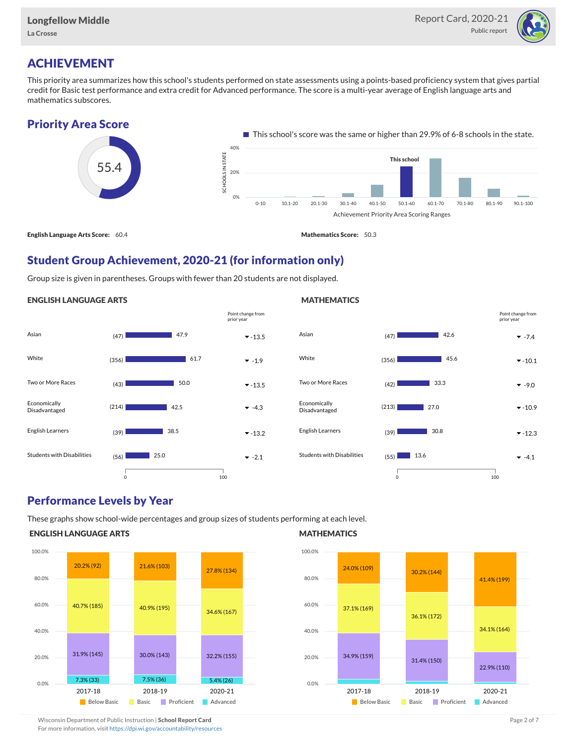## ACHIEVEMENT

This priority area summarizes how this school's students performed on state assessments using a points-based proficiency system that gives partial credit for Basic test performance and extra credit for Advanced performance. The score is a multi-year average of English language arts and mathematics subscores.

### Priority Area Score

55.4

This school's score was the same or higher than 29.9% of 6-8 schools in the state.

**English Language Arts Score:** 60.4

**Mathematics Score:** 50.3

### Student Group Achievement, 2020-21 (for information only)

Group size is given in parentheses. Groups with fewer than 20 students are not displayed.

#### ENGLISH LANGUAGE ARTS

| Group | Size | Score | Point change from prior year |
|---|---|---|---|
| Asian | (47) | 47.9 | -13.5 |
| White | (356) | 61.7 | -1.9 |
| Two or More Races | (43) | 50.0 | -13.5 |
| Economically Disadvantaged | (214) | 42.5 | -4.3 |
| English Learners | (39) | 38.5 | -13.2 |
| Students with Disabilities | (56) | 25.0 | -2.1 |

#### MATHEMATICS

| Group | Size | Score | Point change from prior year |
|---|---|---|---|
| Asian | (47) | 42.6 | -7.4 |
| White | (356) | 45.6 | -10.1 |
| Two or More Races | (42) | 33.3 | -9.0 |
| Economically Disadvantaged | (213) | 27.0 | -10.9 |
| English Learners | (39) | 30.8 | -12.3 |
| Students with Disabilities | (55) | 13.6 | -4.1 |

### Performance Levels by Year

These graphs show school-wide percentages and group sizes of students performing at each level.

#### ENGLISH LANGUAGE ARTS

| Level | 2017-18 | 2018-19 | 2020-21 |
|---|---|---|---|
| Below Basic | 20.2% (92) | 21.6% (103) | 27.8% (134) |
| Basic | 40.7% (185) | 40.9% (195) | 34.6% (167) |
| Proficient | 31.9% (145) | 30.0% (143) | 32.2% (155) |
| Advanced | 7.3% (33) | 7.5% (36) | 5.4% (26) |

#### MATHEMATICS

| Level | 2017-18 | 2018-19 | 2020-21 |
|---|---|---|---|
| Below Basic | 24.0% (109) | 30.2% (144) | 41.4% (199) |
| Basic | 37.1% (169) | 36.1% (172) | 34.1% (164) |
| Proficient | 34.9% (159) | 31.4% (150) | 22.9% (110) |
| Advanced | | | |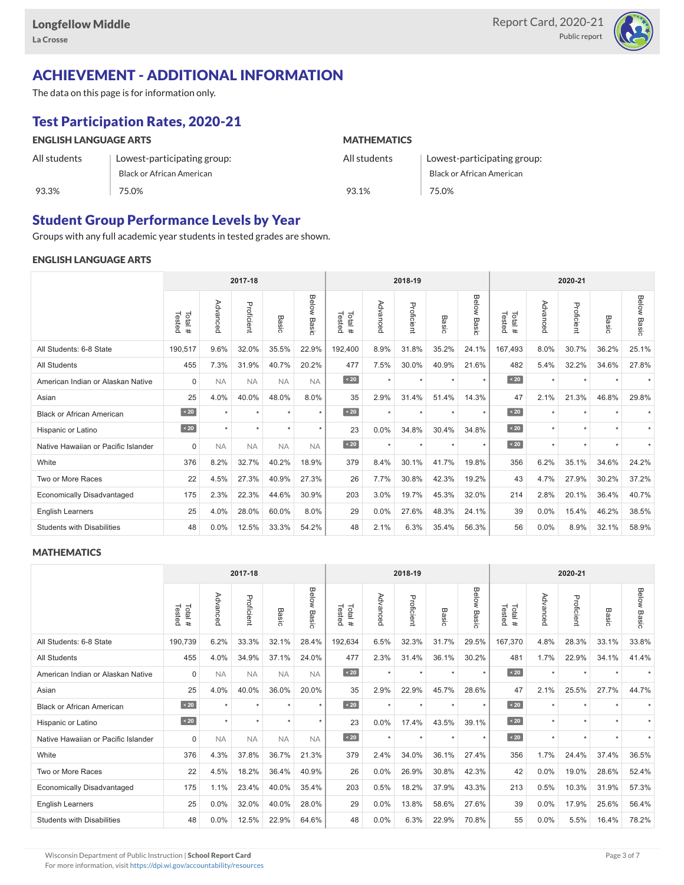# ACHIEVEMENT - ADDITIONAL INFORMATION

The data on this page is for information only.

## Test Participation Rates, 2020-21

### ENGLISH LANGUAGE ARTS

| All students | Lowest-participating group: Black or African American |
|---|---|
| 93.3% | 75.0% |

### MATHEMATICS

| All students | Lowest-participating group: Black or African American |
|---|---|
| 93.1% | 75.0% |

## Student Group Performance Levels by Year

Groups with any full academic year students in tested grades are shown.

### ENGLISH LANGUAGE ARTS

| | 2017-18 | | | | | 2018-19 | | | | | 2020-21 | | | | |
|---|---|---|---|---|---|---|---|---|---|---|---|---|---|---|---|
| | Total # Tested | Advanced | Proficient | Basic | Below Basic | Total # Tested | Advanced | Proficient | Basic | Below Basic | Total # Tested | Advanced | Proficient | Basic | Below Basic |
| All Students: 6-8 State | 190,517 | 9.6% | 32.0% | 35.5% | 22.9% | 192,400 | 8.9% | 31.8% | 35.2% | 24.1% | 167,493 | 8.0% | 30.7% | 36.2% | 25.1% |
| All Students | 455 | 7.3% | 31.9% | 40.7% | 20.2% | 477 | 7.5% | 30.0% | 40.9% | 21.6% | 482 | 5.4% | 32.2% | 34.6% | 27.8% |
| American Indian or Alaskan Native | 0 | NA | NA | NA | NA | < 20 | * | * | * | * | < 20 | * | * | * | * |
| Asian | 25 | 4.0% | 40.0% | 48.0% | 8.0% | 35 | 2.9% | 31.4% | 51.4% | 14.3% | 47 | 2.1% | 21.3% | 46.8% | 29.8% |
| Black or African American | < 20 | * | * | * | * | < 20 | * | * | * | * | < 20 | * | * | * | * |
| Hispanic or Latino | < 20 | * | * | * | * | 23 | 0.0% | 34.8% | 30.4% | 34.8% | < 20 | * | * | * | * |
| Native Hawaiian or Pacific Islander | 0 | NA | NA | NA | NA | < 20 | * | * | * | * | < 20 | * | * | * | * |
| White | 376 | 8.2% | 32.7% | 40.2% | 18.9% | 379 | 8.4% | 30.1% | 41.7% | 19.8% | 356 | 6.2% | 35.1% | 34.6% | 24.2% |
| Two or More Races | 22 | 4.5% | 27.3% | 40.9% | 27.3% | 26 | 7.7% | 30.8% | 42.3% | 19.2% | 43 | 4.7% | 27.9% | 30.2% | 37.2% |
| Economically Disadvantaged | 175 | 2.3% | 22.3% | 44.6% | 30.9% | 203 | 3.0% | 19.7% | 45.3% | 32.0% | 214 | 2.8% | 20.1% | 36.4% | 40.7% |
| English Learners | 25 | 4.0% | 28.0% | 60.0% | 8.0% | 29 | 0.0% | 27.6% | 48.3% | 24.1% | 39 | 0.0% | 15.4% | 46.2% | 38.5% |
| Students with Disabilities | 48 | 0.0% | 12.5% | 33.3% | 54.2% | 48 | 2.1% | 6.3% | 35.4% | 56.3% | 56 | 0.0% | 8.9% | 32.1% | 58.9% |

### MATHEMATICS

| | 2017-18 | | | | | 2018-19 | | | | | 2020-21 | | | | |
|---|---|---|---|---|---|---|---|---|---|---|---|---|---|---|---|
| | Total # Tested | Advanced | Proficient | Basic | Below Basic | Total # Tested | Advanced | Proficient | Basic | Below Basic | Total # Tested | Advanced | Proficient | Basic | Below Basic |
| All Students: 6-8 State | 190,739 | 6.2% | 33.3% | 32.1% | 28.4% | 192,634 | 6.5% | 32.3% | 31.7% | 29.5% | 167,370 | 4.8% | 28.3% | 33.1% | 33.8% |
| All Students | 455 | 4.0% | 34.9% | 37.1% | 24.0% | 477 | 2.3% | 31.4% | 36.1% | 30.2% | 481 | 1.7% | 22.9% | 34.1% | 41.4% |
| American Indian or Alaskan Native | 0 | NA | NA | NA | NA | < 20 | * | * | * | * | < 20 | * | * | * | * |
| Asian | 25 | 4.0% | 40.0% | 36.0% | 20.0% | 35 | 2.9% | 22.9% | 45.7% | 28.6% | 47 | 2.1% | 25.5% | 27.7% | 44.7% |
| Black or African American | < 20 | * | * | * | * | < 20 | * | * | * | * | < 20 | * | * | * | * |
| Hispanic or Latino | < 20 | * | * | * | * | 23 | 0.0% | 17.4% | 43.5% | 39.1% | < 20 | * | * | * | * |
| Native Hawaiian or Pacific Islander | 0 | NA | NA | NA | NA | < 20 | * | * | * | * | < 20 | * | * | * | * |
| White | 376 | 4.3% | 37.8% | 36.7% | 21.3% | 379 | 2.4% | 34.0% | 36.1% | 27.4% | 356 | 1.7% | 24.4% | 37.4% | 36.5% |
| Two or More Races | 22 | 4.5% | 18.2% | 36.4% | 40.9% | 26 | 0.0% | 26.9% | 30.8% | 42.3% | 42 | 0.0% | 19.0% | 28.6% | 52.4% |
| Economically Disadvantaged | 175 | 1.1% | 23.4% | 40.0% | 35.4% | 203 | 0.5% | 18.2% | 37.9% | 43.3% | 213 | 0.5% | 10.3% | 31.9% | 57.3% |
| English Learners | 25 | 0.0% | 32.0% | 40.0% | 28.0% | 29 | 0.0% | 13.8% | 58.6% | 27.6% | 39 | 0.0% | 17.9% | 25.6% | 56.4% |
| Students with Disabilities | 48 | 0.0% | 12.5% | 22.9% | 64.6% | 48 | 0.0% | 6.3% | 22.9% | 70.8% | 55 | 0.0% | 5.5% | 16.4% | 78.2% |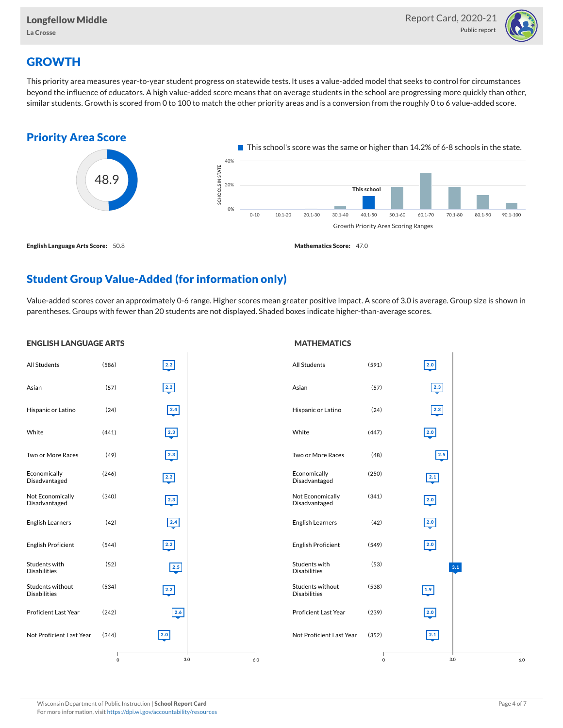# GROWTH

This priority area measures year-to-year student progress on statewide tests. It uses a value-added model that seeks to control for circumstances beyond the influence of educators. A high value-added score means that on average students in the school are progressing more quickly than other, similar students. Growth is scored from 0 to 100 to match the other priority areas and is a conversion from the roughly 0 to 6 value-added score.

## Priority Area Score

48.9

This school's score was the same or higher than 14.2% of 6-8 schools in the state.

**English Language Arts Score:** 50.8

**Mathematics Score:** 47.0

## Student Group Value-Added (for information only)

Value-added scores cover an approximately 0-6 range. Higher scores mean greater positive impact. A score of 3.0 is average. Group size is shown in parentheses. Groups with fewer than 20 students are not displayed. Shaded boxes indicate higher-than-average scores.

### ENGLISH LANGUAGE ARTS

| Group | Size | Value-Added |
|---|---|---|
| All Students | (586) | 2.2 |
| Asian | (57) | 2.2 |
| Hispanic or Latino | (24) | 2.4 |
| White | (441) | 2.3 |
| Two or More Races | (49) | 2.3 |
| Economically Disadvantaged | (246) | 2.2 |
| Not Economically Disadvantaged | (340) | 2.3 |
| English Learners | (42) | 2.4 |
| English Proficient | (544) | 2.2 |
| Students with Disabilities | (52) | 2.5 |
| Students without Disabilities | (534) | 2.2 |
| Proficient Last Year | (242) | 2.6 |
| Not Proficient Last Year | (344) | 2.0 |

### MATHEMATICS

| Group | Size | Value-Added |
|---|---|---|
| All Students | (591) | 2.0 |
| Asian | (57) | 2.3 |
| Hispanic or Latino | (24) | 2.3 |
| White | (447) | 2.0 |
| Two or More Races | (48) | 2.5 |
| Economically Disadvantaged | (250) | 2.1 |
| Not Economically Disadvantaged | (341) | 2.0 |
| English Learners | (42) | 2.0 |
| English Proficient | (549) | 2.0 |
| Students with Disabilities | (53) | 3.1 |
| Students without Disabilities | (538) | 1.9 |
| Proficient Last Year | (239) | 2.0 |
| Not Proficient Last Year | (352) | 2.1 |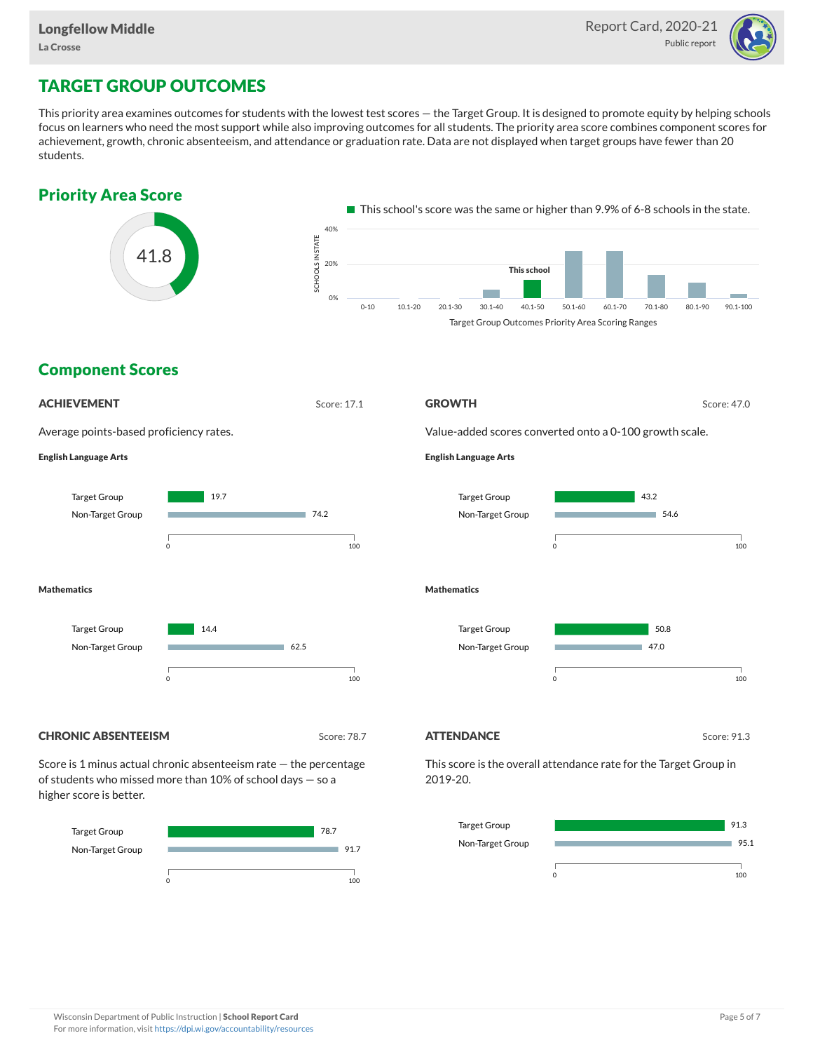# TARGET GROUP OUTCOMES

This priority area examines outcomes for students with the lowest test scores — the Target Group. It is designed to promote equity by helping schools focus on learners who need the most support while also improving outcomes for all students. The priority area score combines component scores for achievement, growth, chronic absenteeism, and attendance or graduation rate. Data are not displayed when target groups have fewer than 20 students.

## Priority Area Score

41.8

This school's score was the same or higher than 9.9% of 6-8 schools in the state.

Target Group Outcomes Priority Area Scoring Ranges (This school: 40.1-50)

## Component Scores

### ACHIEVEMENT

Score: 17.1

Average points-based proficiency rates.

**English Language Arts**

| Group | Score |
| --- | --- |
| Target Group | 19.7 |
| Non-Target Group | 74.2 |

**Mathematics**

| Group | Score |
| --- | --- |
| Target Group | 14.4 |
| Non-Target Group | 62.5 |

### GROWTH

Score: 47.0

Value-added scores converted onto a 0-100 growth scale.

**English Language Arts**

| Group | Score |
| --- | --- |
| Target Group | 43.2 |
| Non-Target Group | 54.6 |

**Mathematics**

| Group | Score |
| --- | --- |
| Target Group | 50.8 |
| Non-Target Group | 47.0 |

### CHRONIC ABSENTEEISM

Score: 78.7

Score is 1 minus actual chronic absenteeism rate — the percentage of students who missed more than 10% of school days — so a higher score is better.

| Group | Score |
| --- | --- |
| Target Group | 78.7 |
| Non-Target Group | 91.7 |

### ATTENDANCE

Score: 91.3

This score is the overall attendance rate for the Target Group in 2019-20.

| Group | Score |
| --- | --- |
| Target Group | 91.3 |
| Non-Target Group | 95.1 |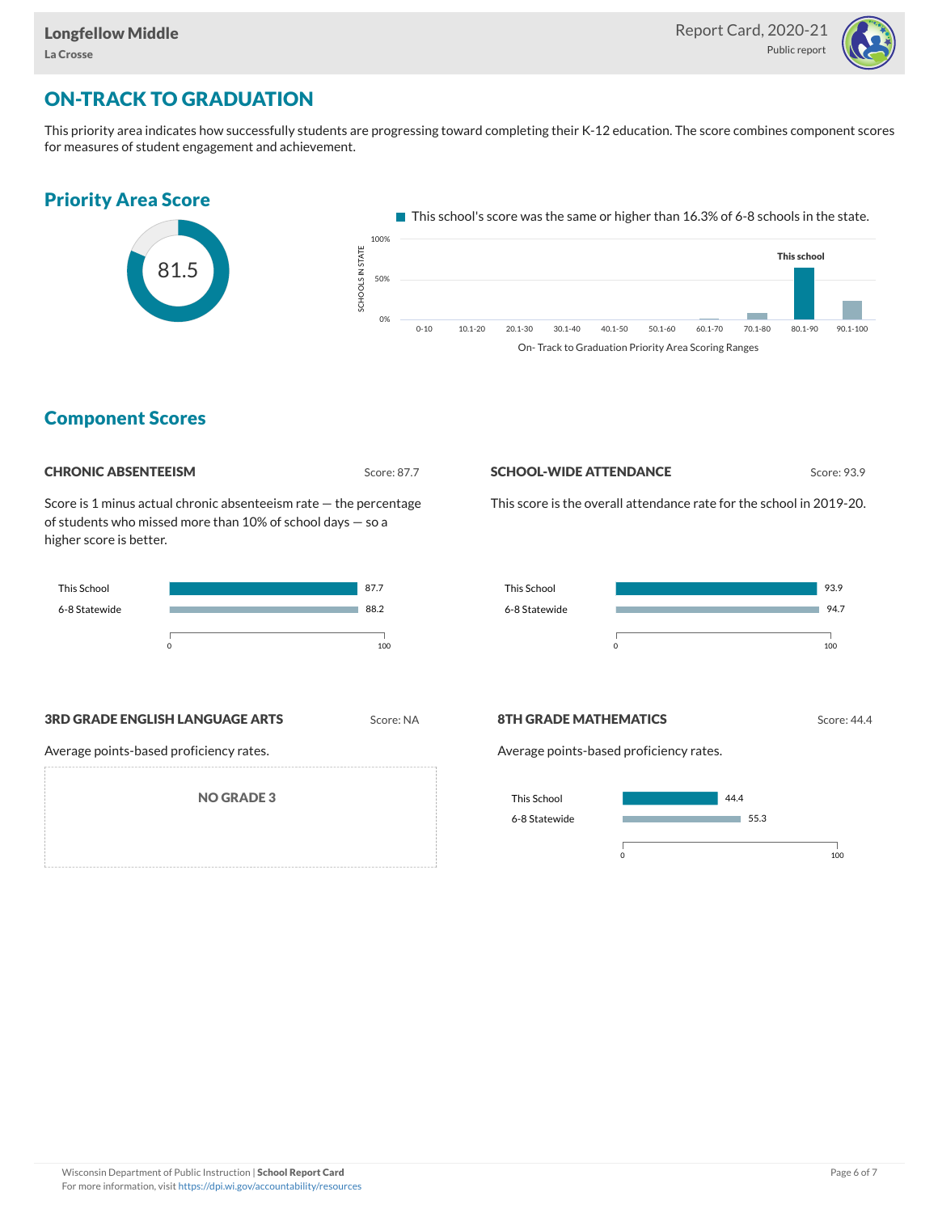## ON-TRACK TO GRADUATION

This priority area indicates how successfully students are progressing toward completing their K-12 education. The score combines component scores for measures of student engagement and achievement.

### Priority Area Score

81.5

This school's score was the same or higher than 16.3% of 6-8 schools in the state.

SCHOOLS IN STATE: 0%, 50%, 100%

On- Track to Graduation Priority Area Scoring Ranges: 0-10, 10.1-20, 20.1-30, 30.1-40, 40.1-50, 50.1-60, 60.1-70, 70.1-80, 80.1-90 (This school), 90.1-100

### Component Scores

#### CHRONIC ABSENTEEISM

Score: 87.7

Score is 1 minus actual chronic absenteeism rate — the percentage of students who missed more than 10% of school days — so a higher score is better.

| | Score |
|---|---|
| This School | 87.7 |
| 6-8 Statewide | 88.2 |

#### SCHOOL-WIDE ATTENDANCE

Score: 93.9

This score is the overall attendance rate for the school in 2019-20.

| | Score |
|---|---|
| This School | 93.9 |
| 6-8 Statewide | 94.7 |

#### 3RD GRADE ENGLISH LANGUAGE ARTS

Score: NA

Average points-based proficiency rates.

NO GRADE 3

#### 8TH GRADE MATHEMATICS

Score: 44.4

Average points-based proficiency rates.

| | Score |
|---|---|
| This School | 44.4 |
| 6-8 Statewide | 55.3 |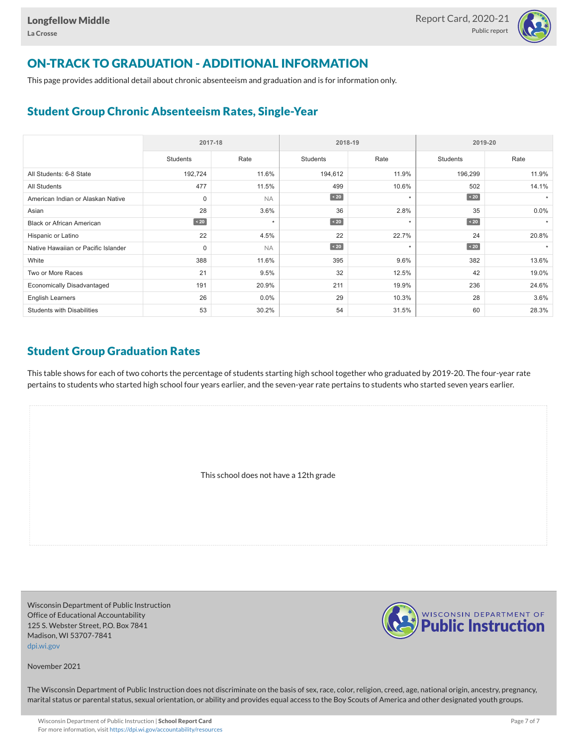# ON-TRACK TO GRADUATION - ADDITIONAL INFORMATION

This page provides additional detail about chronic absenteeism and graduation and is for information only.

## Student Group Chronic Absenteeism Rates, Single-Year

| | 2017-18 | | 2018-19 | | 2019-20 | |
|---|---|---|---|---|---|---|
| | Students | Rate | Students | Rate | Students | Rate |
| All Students: 6-8 State | 192,724 | 11.6% | 194,612 | 11.9% | 196,299 | 11.9% |
| All Students | 477 | 11.5% | 499 | 10.6% | 502 | 14.1% |
| American Indian or Alaskan Native | 0 | NA | < 20 | * | < 20 | * |
| Asian | 28 | 3.6% | 36 | 2.8% | 35 | 0.0% |
| Black or African American | < 20 | * | < 20 | * | < 20 | * |
| Hispanic or Latino | 22 | 4.5% | 22 | 22.7% | 24 | 20.8% |
| Native Hawaiian or Pacific Islander | 0 | NA | < 20 | * | < 20 | * |
| White | 388 | 11.6% | 395 | 9.6% | 382 | 13.6% |
| Two or More Races | 21 | 9.5% | 32 | 12.5% | 42 | 19.0% |
| Economically Disadvantaged | 191 | 20.9% | 211 | 19.9% | 236 | 24.6% |
| English Learners | 26 | 0.0% | 29 | 10.3% | 28 | 3.6% |
| Students with Disabilities | 53 | 30.2% | 54 | 31.5% | 60 | 28.3% |

## Student Group Graduation Rates

This table shows for each of two cohorts the percentage of students starting high school together who graduated by 2019-20. The four-year rate pertains to students who started high school four years earlier, and the seven-year rate pertains to students who started seven years earlier.

This school does not have a 12th grade

Wisconsin Department of Public Instruction
Office of Educational Accountability
125 S. Webster Street, P.O. Box 7841
Madison, WI 53707-7841
dpi.wi.gov

November 2021

The Wisconsin Department of Public Instruction does not discriminate on the basis of sex, race, color, religion, creed, age, national origin, ancestry, pregnancy, marital status or parental status, sexual orientation, or ability and provides equal access to the Boy Scouts of America and other designated youth groups.